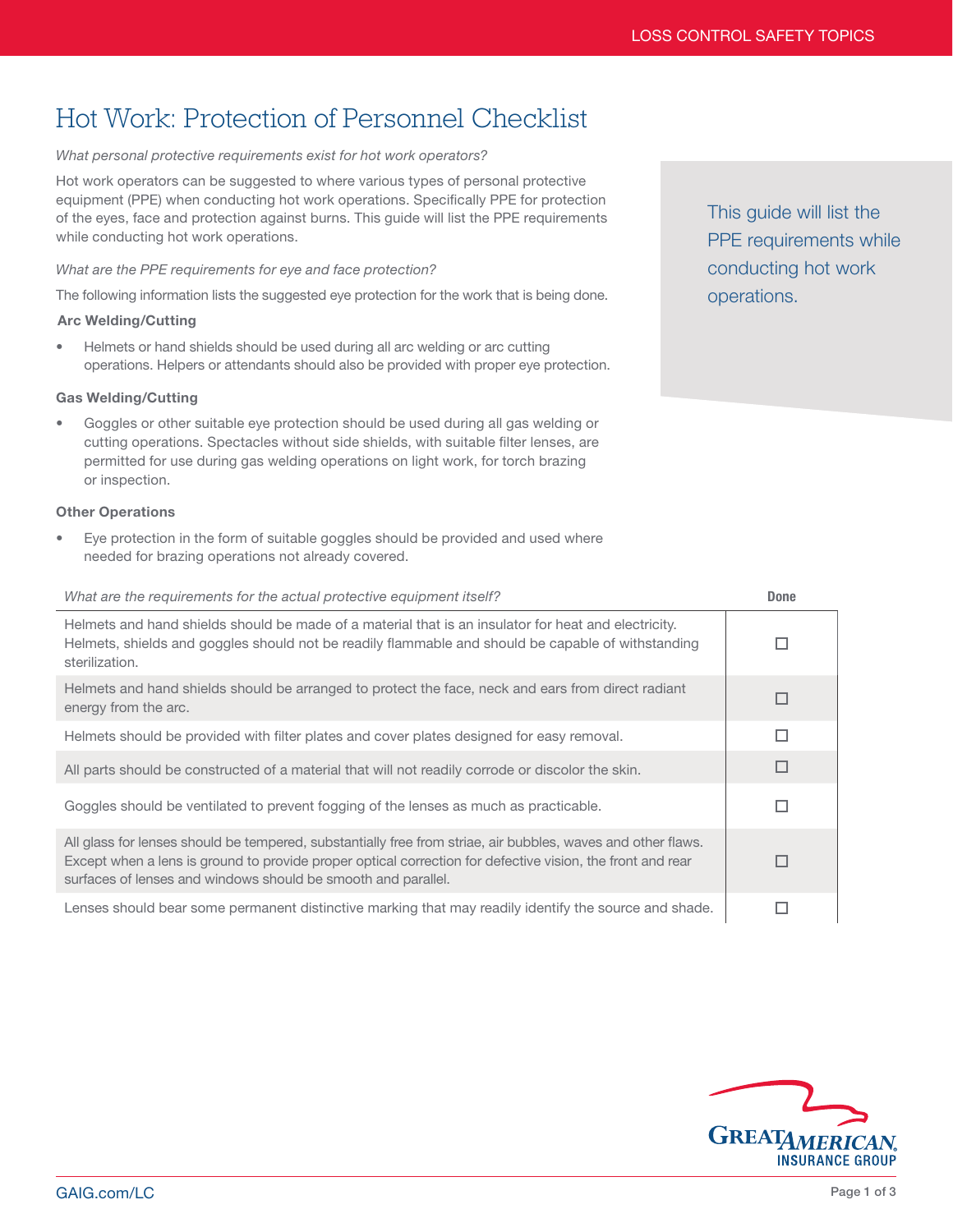# Hot Work: Protection of Personnel Checklist

*What personal protective requirements exist for hot work operators?*

Hot work operators can be suggested to where various types of personal protective equipment (PPE) when conducting hot work operations. Specifically PPE for protection of the eyes, face and protection against burns. This guide will list the PPE requirements while conducting hot work operations.

This guide will list the PPE requirements while conducting hot work operations.

*What are the PPE requirements for eye and face protection?*

The following information lists the suggested eye protection for the work that is being done.

**Arc Welding/Cutting**

- Helmets or hand shields should be used during all arc welding or arc cutting operations. Helpers or attendants should also be provided with proper eye protection.

**Gas Welding/Cutting**

- Goggles or other suitable eye protection should be used during all gas welding or cutting operations. Spectacles without side shields, with suitable filter lenses, are permitted for use during gas welding operations on light work, for torch brazing or inspection.

**Other Operations**

- Eye protection in the form of suitable goggles should be provided and used where needed for brazing operations not already covered.

| *What are the requirements for the actual protective equipment itself?* | Done |
|---|---|
| Helmets and hand shields should be made of a material that is an insulator for heat and electricity. Helmets, shields and goggles should not be readily flammable and should be capable of withstanding sterilization. | ☐ |
| Helmets and hand shields should be arranged to protect the face, neck and ears from direct radiant energy from the arc. | ☐ |
| Helmets should be provided with filter plates and cover plates designed for easy removal. | ☐ |
| All parts should be constructed of a material that will not readily corrode or discolor the skin. | ☐ |
| Goggles should be ventilated to prevent fogging of the lenses as much as practicable. | ☐ |
| All glass for lenses should be tempered, substantially free from striae, air bubbles, waves and other flaws. Except when a lens is ground to provide proper optical correction for defective vision, the front and rear surfaces of lenses and windows should be smooth and parallel. | ☐ |
| Lenses should bear some permanent distinctive marking that may readily identify the source and shade. | ☐ |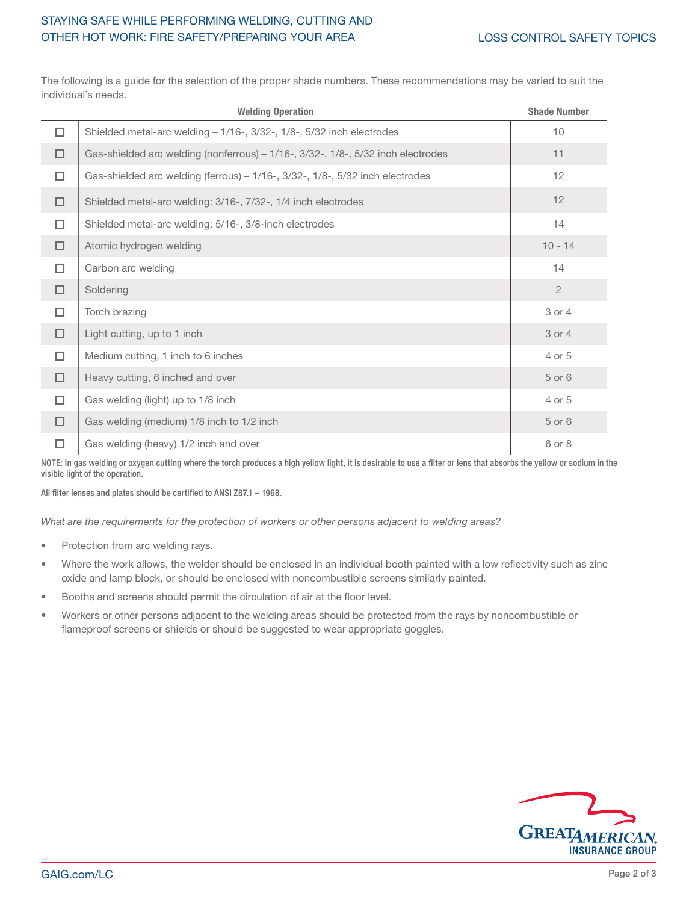The following is a guide for the selection of the proper shade numbers. These recommendations may be varied to suit the individual's needs.

| | Welding Operation | Shade Number |
|---|---|---|
| ☐ | Shielded metal-arc welding – 1/16-, 3/32-, 1/8-, 5/32 inch electrodes | 10 |
| ☐ | Gas-shielded arc welding (nonferrous) – 1/16-, 3/32-, 1/8-, 5/32 inch electrodes | 11 |
| ☐ | Gas-shielded arc welding (ferrous) – 1/16-, 3/32-, 1/8-, 5/32 inch electrodes | 12 |
| ☐ | Shielded metal-arc welding: 3/16-, 7/32-, 1/4 inch electrodes | 12 |
| ☐ | Shielded metal-arc welding: 5/16-, 3/8-inch electrodes | 14 |
| ☐ | Atomic hydrogen welding | 10 - 14 |
| ☐ | Carbon arc welding | 14 |
| ☐ | Soldering | 2 |
| ☐ | Torch brazing | 3 or 4 |
| ☐ | Light cutting, up to 1 inch | 3 or 4 |
| ☐ | Medium cutting, 1 inch to 6 inches | 4 or 5 |
| ☐ | Heavy cutting, 6 inched and over | 5 or 6 |
| ☐ | Gas welding (light) up to 1/8 inch | 4 or 5 |
| ☐ | Gas welding (medium) 1/8 inch to 1/2 inch | 5 or 6 |
| ☐ | Gas welding (heavy) 1/2 inch and over | 6 or 8 |

NOTE: In gas welding or oxygen cutting where the torch produces a high yellow light, it is desirable to use a filter or lens that absorbs the yellow or sodium in the visible light of the operation.

All filter lenses and plates should be certified to ANSI Z87.1 – 1968.

*What are the requirements for the protection of workers or other persons adjacent to welding areas?*

- Protection from arc welding rays.
- Where the work allows, the welder should be enclosed in an individual booth painted with a low reflectivity such as zinc oxide and lamp block, or should be enclosed with noncombustible screens similarly painted.
- Booths and screens should permit the circulation of air at the floor level.
- Workers or other persons adjacent to the welding areas should be protected from the rays by noncombustible or flameproof screens or shields or should be suggested to wear appropriate goggles.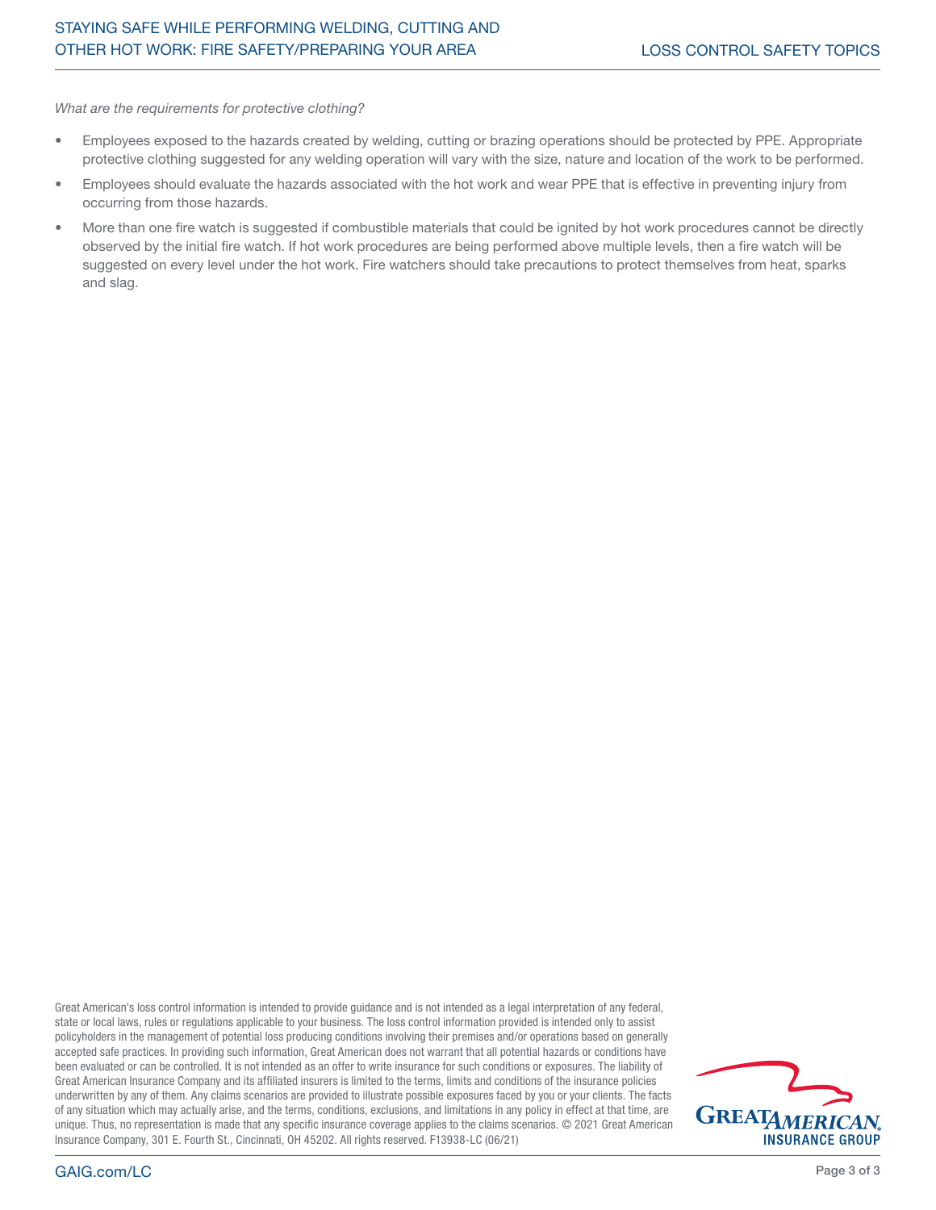*What are the requirements for protective clothing?*

- Employees exposed to the hazards created by welding, cutting or brazing operations should be protected by PPE. Appropriate protective clothing suggested for any welding operation will vary with the size, nature and location of the work to be performed.
- Employees should evaluate the hazards associated with the hot work and wear PPE that is effective in preventing injury from occurring from those hazards.
- More than one fire watch is suggested if combustible materials that could be ignited by hot work procedures cannot be directly observed by the initial fire watch. If hot work procedures are being performed above multiple levels, then a fire watch will be suggested on every level under the hot work. Fire watchers should take precautions to protect themselves from heat, sparks and slag.

Great American's loss control information is intended to provide guidance and is not intended as a legal interpretation of any federal, state or local laws, rules or regulations applicable to your business. The loss control information provided is intended only to assist policyholders in the management of potential loss producing conditions involving their premises and/or operations based on generally accepted safe practices. In providing such information, Great American does not warrant that all potential hazards or conditions have been evaluated or can be controlled. It is not intended as an offer to write insurance for such conditions or exposures. The liability of Great American Insurance Company and its affiliated insurers is limited to the terms, limits and conditions of the insurance policies underwritten by any of them. Any claims scenarios are provided to illustrate possible exposures faced by you or your clients. The facts of any situation which may actually arise, and the terms, conditions, exclusions, and limitations in any policy in effect at that time, are unique. Thus, no representation is made that any specific insurance coverage applies to the claims scenarios. © 2021 Great American Insurance Company, 301 E. Fourth St., Cincinnati, OH 45202. All rights reserved. F13938-LC (06/21)

GREAT AMERICAN INSURANCE GROUP

GAIG.com/LC